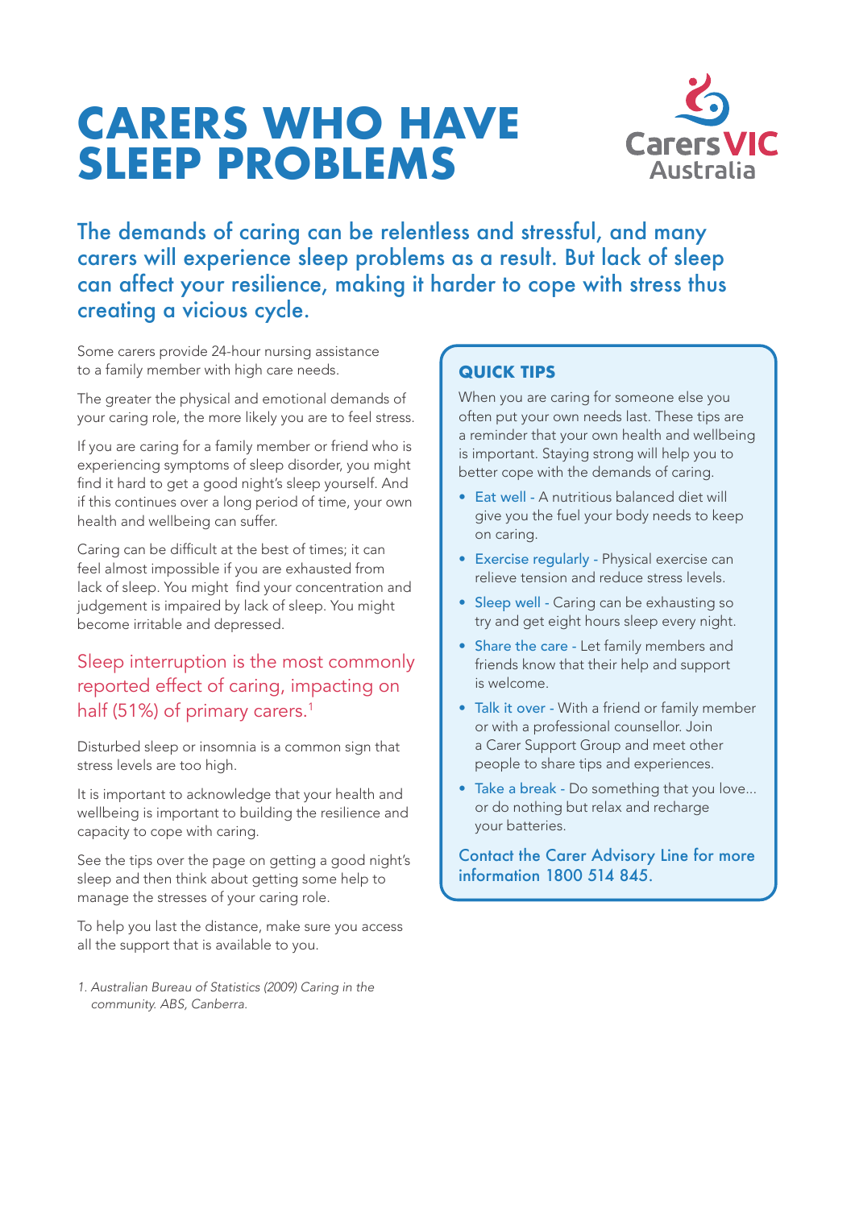# CARERS WHO HAVE SLEEP PROBLEMS

Carers VIC Australia

## The demands of caring can be relentless and stressful, and many carers will experience sleep problems as a result. But lack of sleep can affect your resilience, making it harder to cope with stress thus creating a vicious cycle.

Some carers provide 24-hour nursing assistance to a family member with high care needs.

The greater the physical and emotional demands of your caring role, the more likely you are to feel stress.

If you are caring for a family member or friend who is experiencing symptoms of sleep disorder, you might find it hard to get a good night's sleep yourself. And if this continues over a long period of time, your own health and wellbeing can suffer.

Caring can be difficult at the best of times; it can feel almost impossible if you are exhausted from lack of sleep. You might find your concentration and judgement is impaired by lack of sleep. You might become irritable and depressed.

### Sleep interruption is the most commonly reported effect of caring, impacting on half (51%) of primary carers.[1]

Disturbed sleep or insomnia is a common sign that stress levels are too high.

It is important to acknowledge that your health and wellbeing is important to building the resilience and capacity to cope with caring.

See the tips over the page on getting a good night's sleep and then think about getting some help to manage the stresses of your caring role.

To help you last the distance, make sure you access all the support that is available to you.

*1. Australian Bureau of Statistics (2009) Caring in the community. ABS, Canberra.*

### QUICK TIPS

When you are caring for someone else you often put your own needs last. These tips are a reminder that your own health and wellbeing is important. Staying strong will help you to better cope with the demands of caring.

- Eat well - A nutritious balanced diet will give you the fuel your body needs to keep on caring.
- Exercise regularly - Physical exercise can relieve tension and reduce stress levels.
- Sleep well - Caring can be exhausting so try and get eight hours sleep every night.
- Share the care - Let family members and friends know that their help and support is welcome.
- Talk it over - With a friend or family member or with a professional counsellor. Join a Carer Support Group and meet other people to share tips and experiences.
- Take a break - Do something that you love... or do nothing but relax and recharge your batteries.

Contact the Carer Advisory Line for more information 1800 514 845.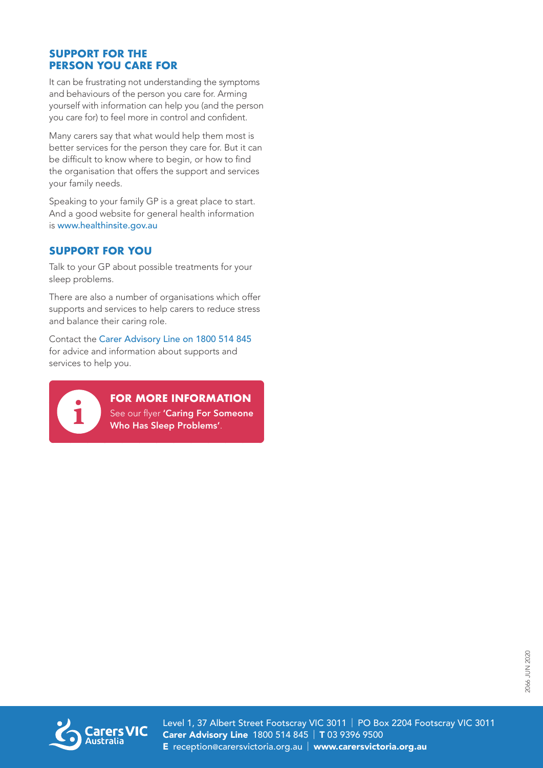## SUPPORT FOR THE PERSON YOU CARE FOR

It can be frustrating not understanding the symptoms and behaviours of the person you care for. Arming yourself with information can help you (and the person you care for) to feel more in control and confident.

Many carers say that what would help them most is better services for the person they care for. But it can be difficult to know where to begin, or how to find the organisation that offers the support and services your family needs.

Speaking to your family GP is a great place to start. And a good website for general health information is www.healthinsite.gov.au

## SUPPORT FOR YOU

Talk to your GP about possible treatments for your sleep problems.

There are also a number of organisations which offer supports and services to help carers to reduce stress and balance their caring role.

Contact the Carer Advisory Line on 1800 514 845 for advice and information about supports and services to help you.

### FOR MORE INFORMATION

See our flyer **'Caring For Someone Who Has Sleep Problems'**.

2066 JUN 2020

Level 1, 37 Albert Street Footscray VIC 3011 | PO Box 2204 Footscray VIC 3011
**Carer Advisory Line** 1800 514 845 | **T** 03 9396 9500
**E** reception@carersvictoria.org.au | **www.carersvictoria.org.au**